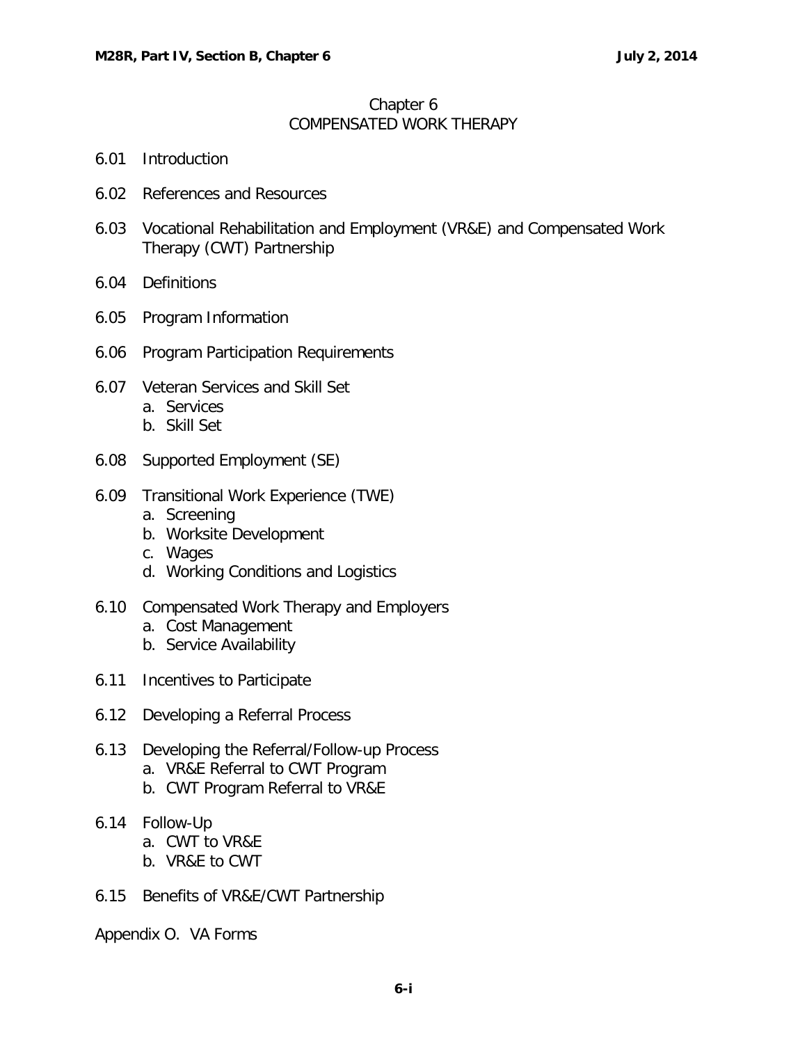# Chapter 6
## COMPENSATED WORK THERAPY

6.01 Introduction

6.02 References and Resources

6.03 Vocational Rehabilitation and Employment (VR&E) and Compensated Work Therapy (CWT) Partnership

6.04 Definitions

6.05 Program Information

6.06 Program Participation Requirements

6.07 Veteran Services and Skill Set
- a. Services
- b. Skill Set

6.08 Supported Employment (SE)

6.09 Transitional Work Experience (TWE)
- a. Screening
- b. Worksite Development
- c. Wages
- d. Working Conditions and Logistics

6.10 Compensated Work Therapy and Employers
- a. Cost Management
- b. Service Availability

6.11 Incentives to Participate

6.12 Developing a Referral Process

6.13 Developing the Referral/Follow-up Process
- a. VR&E Referral to CWT Program
- b. CWT Program Referral to VR&E

6.14 Follow-Up
- a. CWT to VR&E
- b. VR&E to CWT

6.15 Benefits of VR&E/CWT Partnership

Appendix O. VA Forms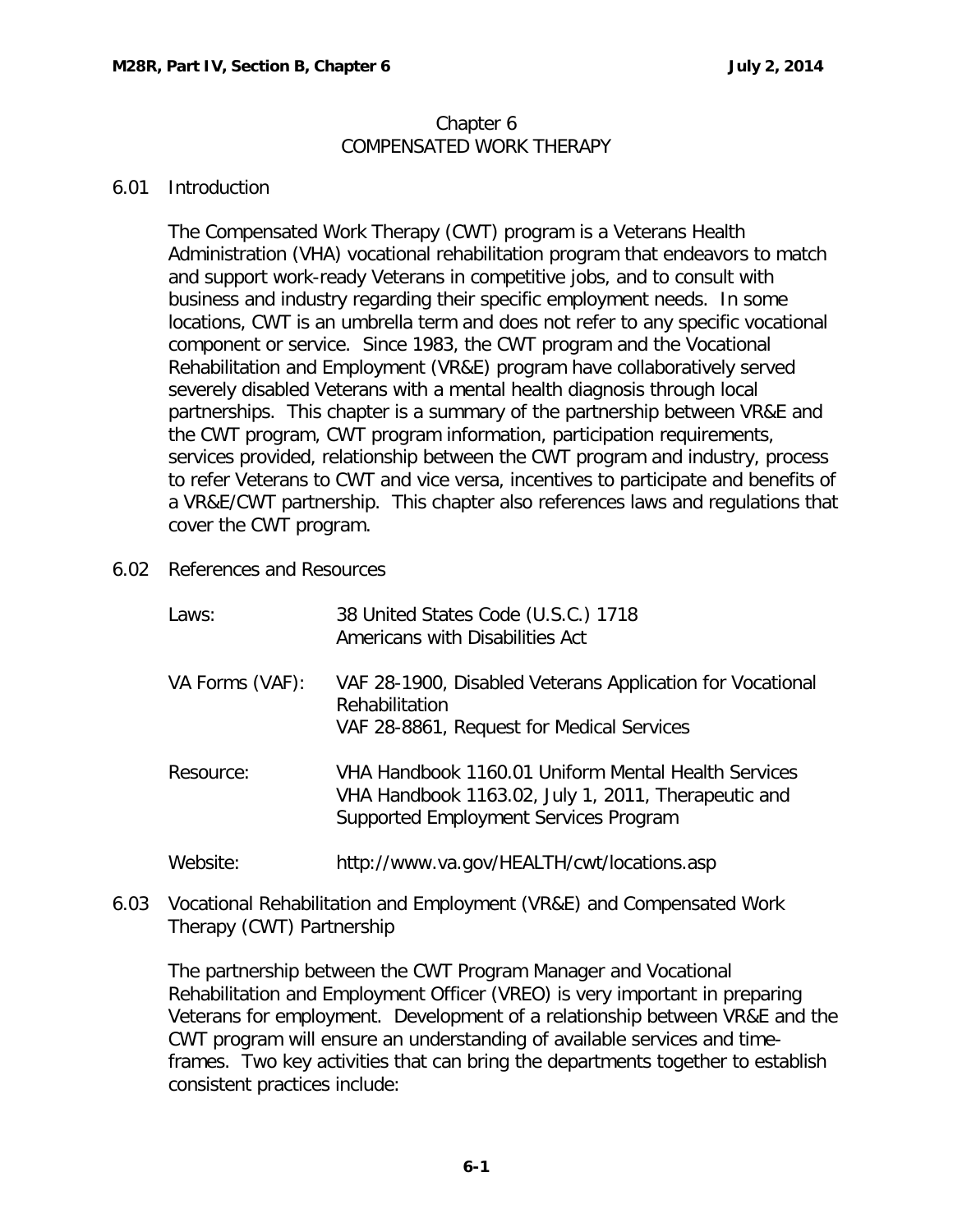# Chapter 6
# COMPENSATED WORK THERAPY

## 6.01 Introduction

The Compensated Work Therapy (CWT) program is a Veterans Health Administration (VHA) vocational rehabilitation program that endeavors to match and support work-ready Veterans in competitive jobs, and to consult with business and industry regarding their specific employment needs. In some locations, CWT is an umbrella term and does not refer to any specific vocational component or service. Since 1983, the CWT program and the Vocational Rehabilitation and Employment (VR&E) program have collaboratively served severely disabled Veterans with a mental health diagnosis through local partnerships. This chapter is a summary of the partnership between VR&E and the CWT program, CWT program information, participation requirements, services provided, relationship between the CWT program and industry, process to refer Veterans to CWT and vice versa, incentives to participate and benefits of a VR&E/CWT partnership. This chapter also references laws and regulations that cover the CWT program.

## 6.02 References and Resources

| | |
|---|---|
| Laws: | 38 United States Code (U.S.C.) 1718<br>Americans with Disabilities Act |
| VA Forms (VAF): | VAF 28-1900, Disabled Veterans Application for Vocational Rehabilitation<br>VAF 28-8861, Request for Medical Services |
| Resource: | VHA Handbook 1160.01 Uniform Mental Health Services<br>VHA Handbook 1163.02, July 1, 2011, Therapeutic and Supported Employment Services Program |
| Website: | http://www.va.gov/HEALTH/cwt/locations.asp |

## 6.03 Vocational Rehabilitation and Employment (VR&E) and Compensated Work Therapy (CWT) Partnership

The partnership between the CWT Program Manager and Vocational Rehabilitation and Employment Officer (VREO) is very important in preparing Veterans for employment. Development of a relationship between VR&E and the CWT program will ensure an understanding of available services and time-frames. Two key activities that can bring the departments together to establish consistent practices include: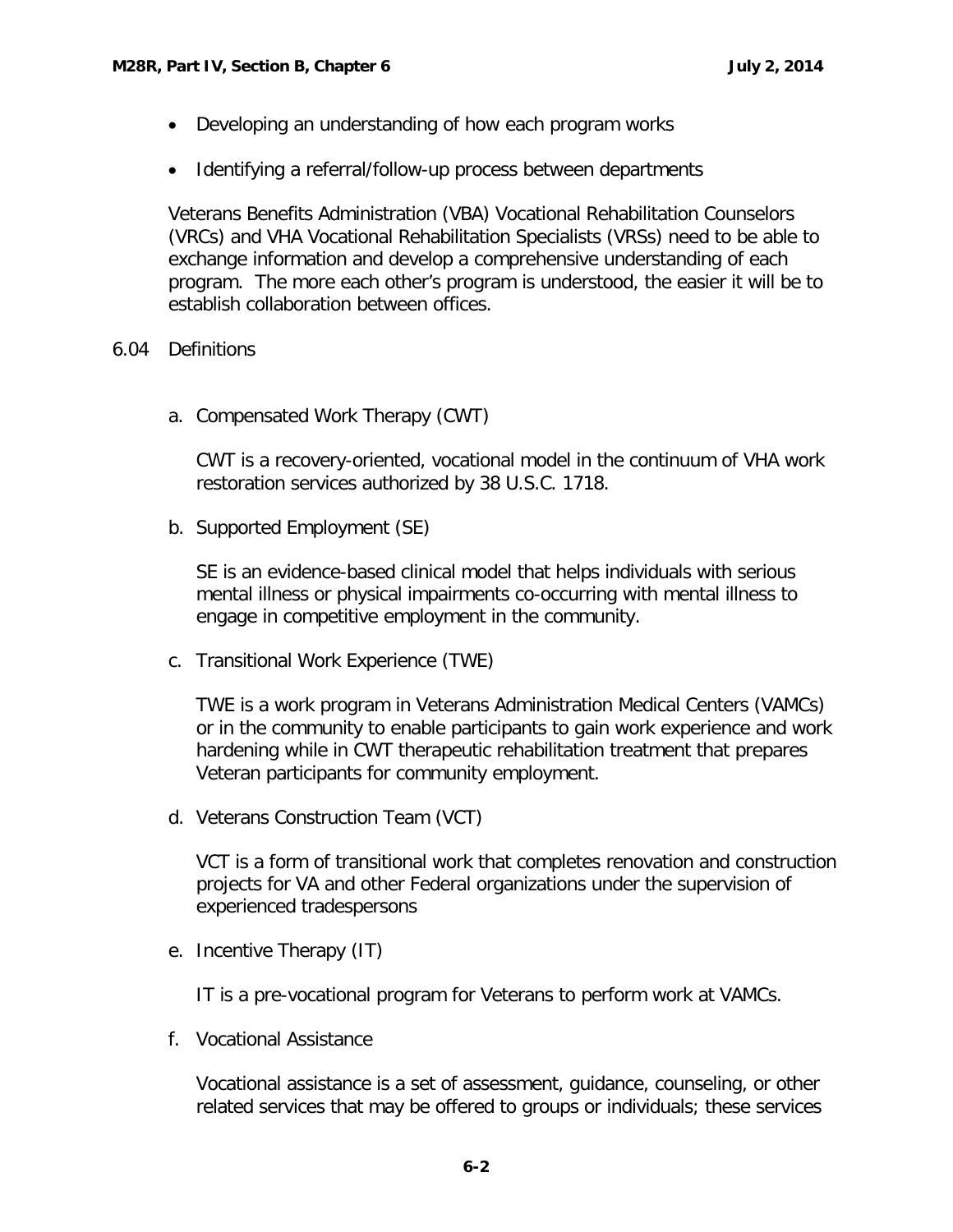- Developing an understanding of how each program works
- Identifying a referral/follow-up process between departments

Veterans Benefits Administration (VBA) Vocational Rehabilitation Counselors (VRCs) and VHA Vocational Rehabilitation Specialists (VRSs) need to be able to exchange information and develop a comprehensive understanding of each program. The more each other's program is understood, the easier it will be to establish collaboration between offices.

## 6.04 Definitions

a. Compensated Work Therapy (CWT)

CWT is a recovery-oriented, vocational model in the continuum of VHA work restoration services authorized by 38 U.S.C. 1718.

b. Supported Employment (SE)

SE is an evidence-based clinical model that helps individuals with serious mental illness or physical impairments co-occurring with mental illness to engage in competitive employment in the community.

c. Transitional Work Experience (TWE)

TWE is a work program in Veterans Administration Medical Centers (VAMCs) or in the community to enable participants to gain work experience and work hardening while in CWT therapeutic rehabilitation treatment that prepares Veteran participants for community employment.

d. Veterans Construction Team (VCT)

VCT is a form of transitional work that completes renovation and construction projects for VA and other Federal organizations under the supervision of experienced tradespersons

e. Incentive Therapy (IT)

IT is a pre-vocational program for Veterans to perform work at VAMCs.

f. Vocational Assistance

Vocational assistance is a set of assessment, guidance, counseling, or other related services that may be offered to groups or individuals; these services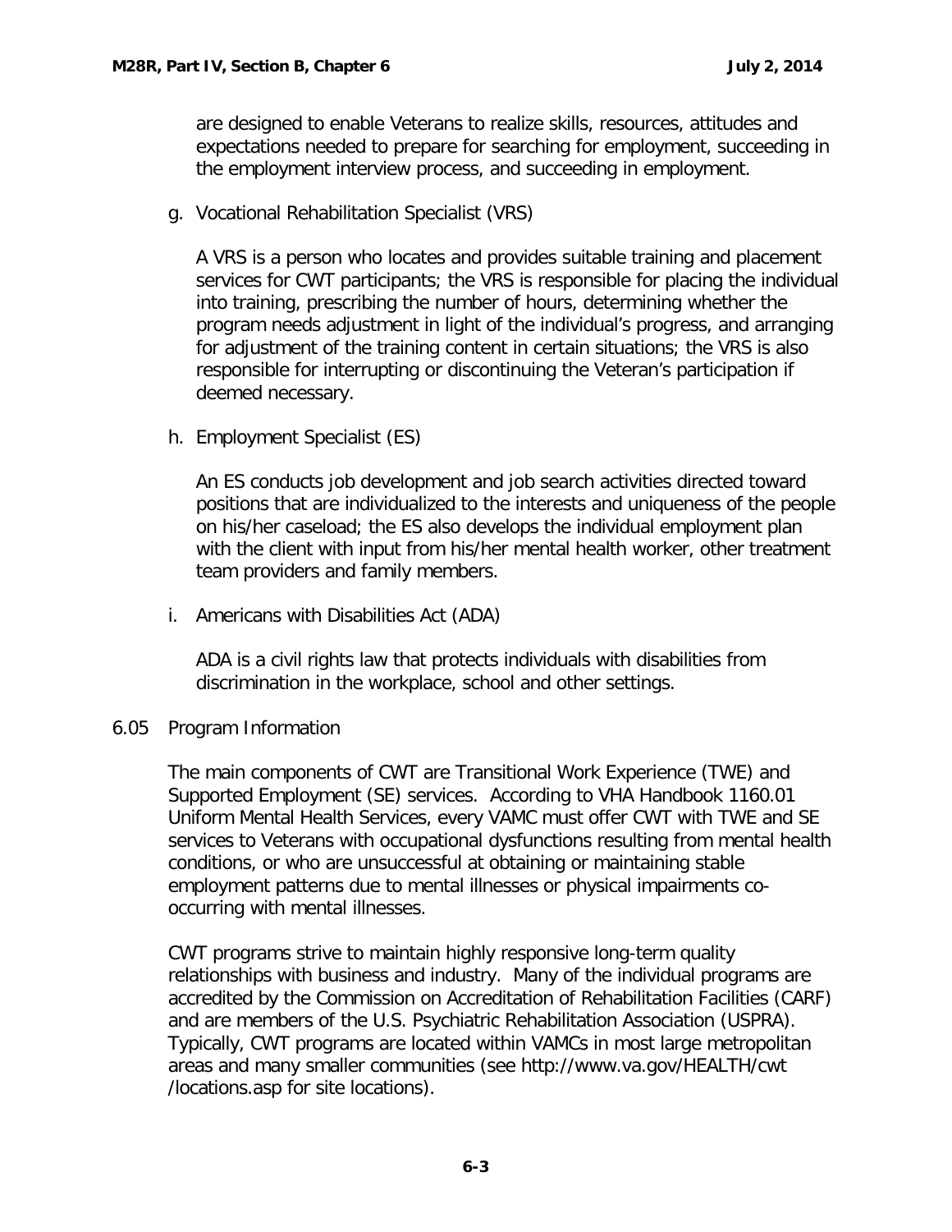are designed to enable Veterans to realize skills, resources, attitudes and expectations needed to prepare for searching for employment, succeeding in the employment interview process, and succeeding in employment.

g. Vocational Rehabilitation Specialist (VRS)

   A VRS is a person who locates and provides suitable training and placement services for CWT participants; the VRS is responsible for placing the individual into training, prescribing the number of hours, determining whether the program needs adjustment in light of the individual's progress, and arranging for adjustment of the training content in certain situations; the VRS is also responsible for interrupting or discontinuing the Veteran's participation if deemed necessary.

h. Employment Specialist (ES)

   An ES conducts job development and job search activities directed toward positions that are individualized to the interests and uniqueness of the people on his/her caseload; the ES also develops the individual employment plan with the client with input from his/her mental health worker, other treatment team providers and family members.

i. Americans with Disabilities Act (ADA)

   ADA is a civil rights law that protects individuals with disabilities from discrimination in the workplace, school and other settings.

## 6.05 Program Information

The main components of CWT are Transitional Work Experience (TWE) and Supported Employment (SE) services. According to VHA Handbook 1160.01 Uniform Mental Health Services, every VAMC must offer CWT with TWE and SE services to Veterans with occupational dysfunctions resulting from mental health conditions, or who are unsuccessful at obtaining or maintaining stable employment patterns due to mental illnesses or physical impairments co-occurring with mental illnesses.

CWT programs strive to maintain highly responsive long-term quality relationships with business and industry. Many of the individual programs are accredited by the Commission on Accreditation of Rehabilitation Facilities (CARF) and are members of the U.S. Psychiatric Rehabilitation Association (USPRA). Typically, CWT programs are located within VAMCs in most large metropolitan areas and many smaller communities (see http://www.va.gov/HEALTH/cwt /locations.asp for site locations).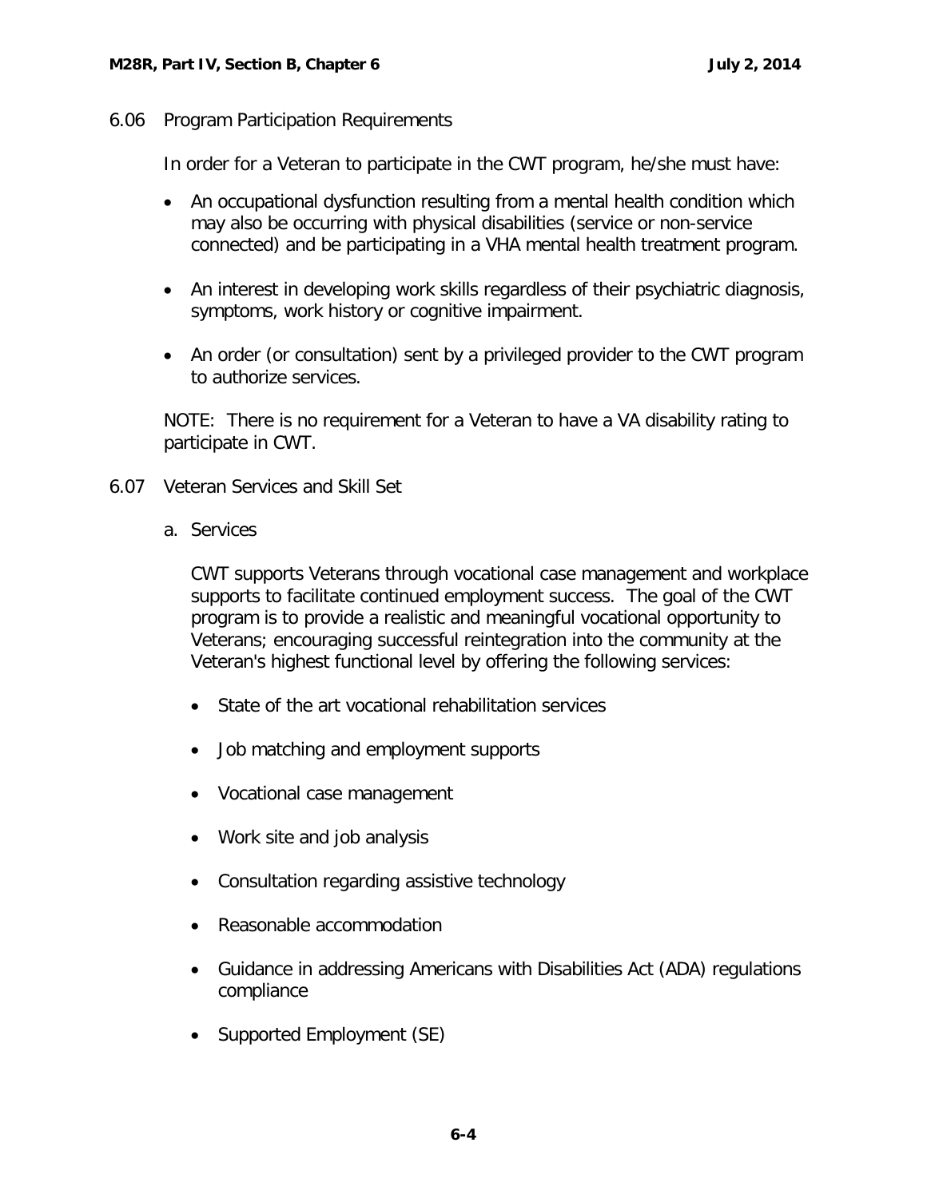## 6.06 Program Participation Requirements

In order for a Veteran to participate in the CWT program, he/she must have:

- An occupational dysfunction resulting from a mental health condition which may also be occurring with physical disabilities (service or non-service connected) and be participating in a VHA mental health treatment program.
- An interest in developing work skills regardless of their psychiatric diagnosis, symptoms, work history or cognitive impairment.
- An order (or consultation) sent by a privileged provider to the CWT program to authorize services.

NOTE: There is no requirement for a Veteran to have a VA disability rating to participate in CWT.

## 6.07 Veteran Services and Skill Set

### a. Services

CWT supports Veterans through vocational case management and workplace supports to facilitate continued employment success. The goal of the CWT program is to provide a realistic and meaningful vocational opportunity to Veterans; encouraging successful reintegration into the community at the Veteran's highest functional level by offering the following services:

- State of the art vocational rehabilitation services
- Job matching and employment supports
- Vocational case management
- Work site and job analysis
- Consultation regarding assistive technology
- Reasonable accommodation
- Guidance in addressing Americans with Disabilities Act (ADA) regulations compliance
- Supported Employment (SE)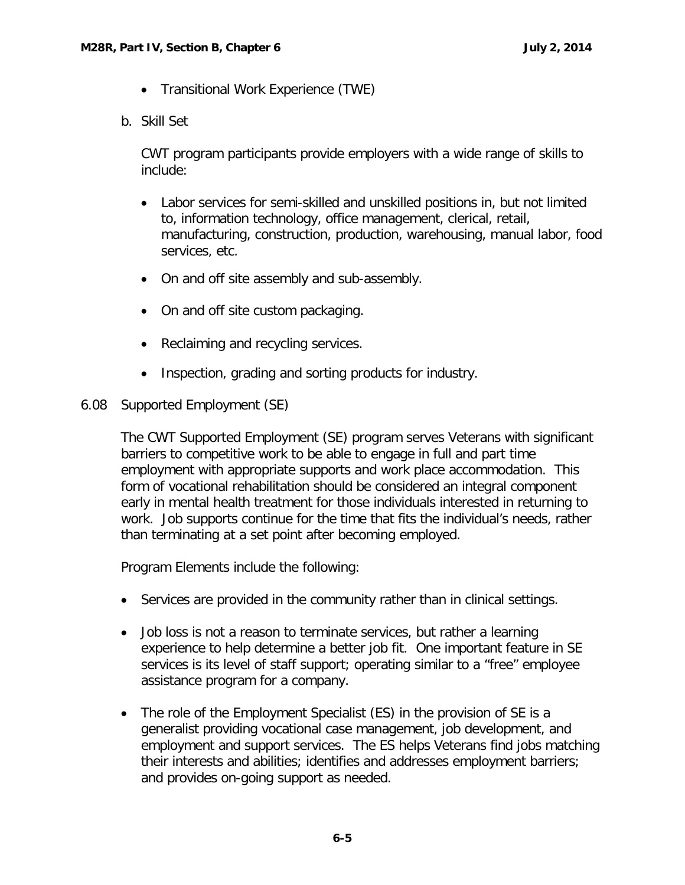- Transitional Work Experience (TWE)

b. Skill Set

CWT program participants provide employers with a wide range of skills to include:

- Labor services for semi-skilled and unskilled positions in, but not limited to, information technology, office management, clerical, retail, manufacturing, construction, production, warehousing, manual labor, food services, etc.
- On and off site assembly and sub-assembly.
- On and off site custom packaging.
- Reclaiming and recycling services.
- Inspection, grading and sorting products for industry.

## 6.08 Supported Employment (SE)

The CWT Supported Employment (SE) program serves Veterans with significant barriers to competitive work to be able to engage in full and part time employment with appropriate supports and work place accommodation. This form of vocational rehabilitation should be considered an integral component early in mental health treatment for those individuals interested in returning to work. Job supports continue for the time that fits the individual's needs, rather than terminating at a set point after becoming employed.

Program Elements include the following:

- Services are provided in the community rather than in clinical settings.
- Job loss is not a reason to terminate services, but rather a learning experience to help determine a better job fit. One important feature in SE services is its level of staff support; operating similar to a "free" employee assistance program for a company.
- The role of the Employment Specialist (ES) in the provision of SE is a generalist providing vocational case management, job development, and employment and support services. The ES helps Veterans find jobs matching their interests and abilities; identifies and addresses employment barriers; and provides on-going support as needed.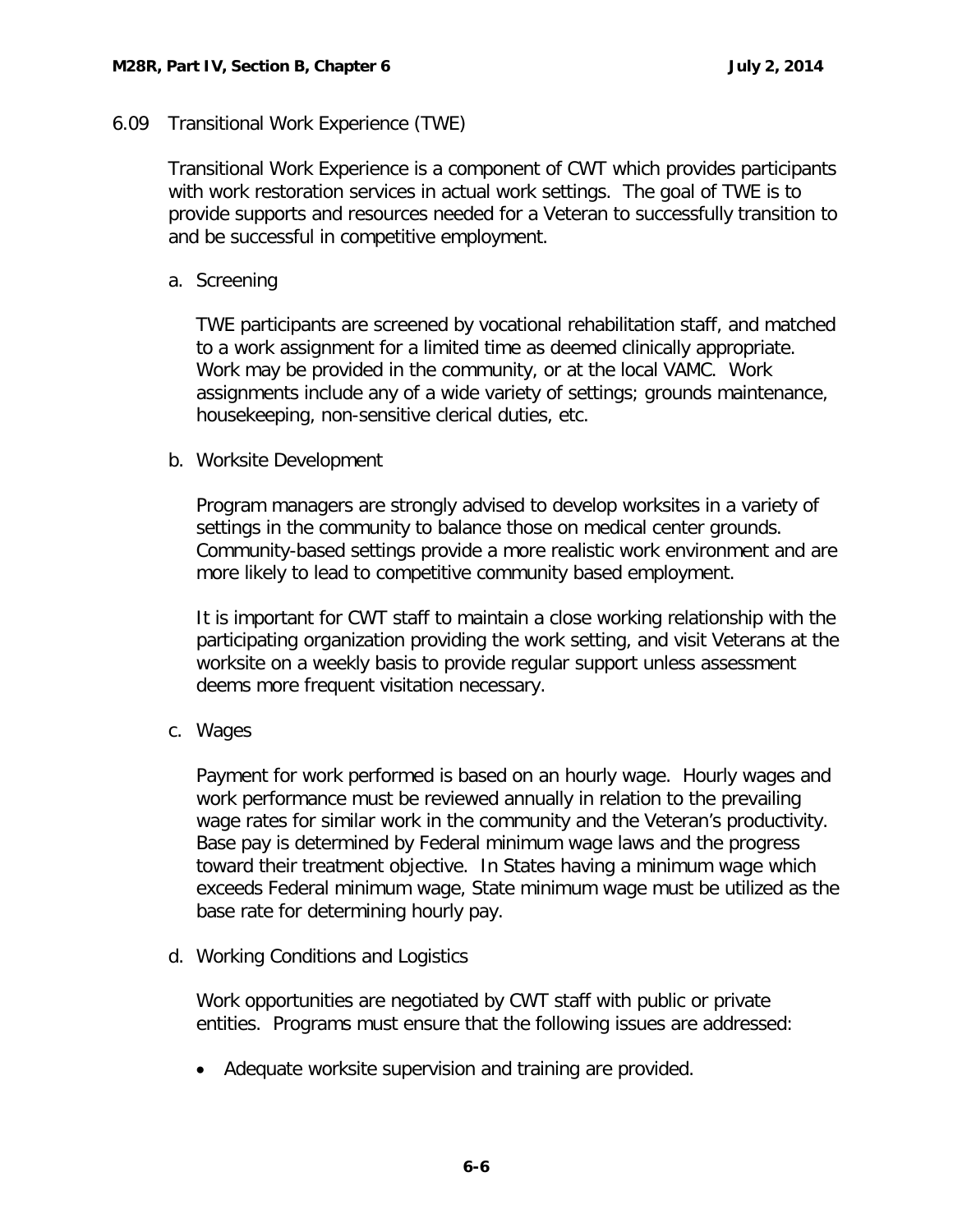## 6.09 Transitional Work Experience (TWE)

Transitional Work Experience is a component of CWT which provides participants with work restoration services in actual work settings. The goal of TWE is to provide supports and resources needed for a Veteran to successfully transition to and be successful in competitive employment.

a. Screening

TWE participants are screened by vocational rehabilitation staff, and matched to a work assignment for a limited time as deemed clinically appropriate. Work may be provided in the community, or at the local VAMC. Work assignments include any of a wide variety of settings; grounds maintenance, housekeeping, non-sensitive clerical duties, etc.

b. Worksite Development

Program managers are strongly advised to develop worksites in a variety of settings in the community to balance those on medical center grounds. Community-based settings provide a more realistic work environment and are more likely to lead to competitive community based employment.

It is important for CWT staff to maintain a close working relationship with the participating organization providing the work setting, and visit Veterans at the worksite on a weekly basis to provide regular support unless assessment deems more frequent visitation necessary.

c. Wages

Payment for work performed is based on an hourly wage. Hourly wages and work performance must be reviewed annually in relation to the prevailing wage rates for similar work in the community and the Veteran's productivity. Base pay is determined by Federal minimum wage laws and the progress toward their treatment objective. In States having a minimum wage which exceeds Federal minimum wage, State minimum wage must be utilized as the base rate for determining hourly pay.

d. Working Conditions and Logistics

Work opportunities are negotiated by CWT staff with public or private entities. Programs must ensure that the following issues are addressed:

- Adequate worksite supervision and training are provided.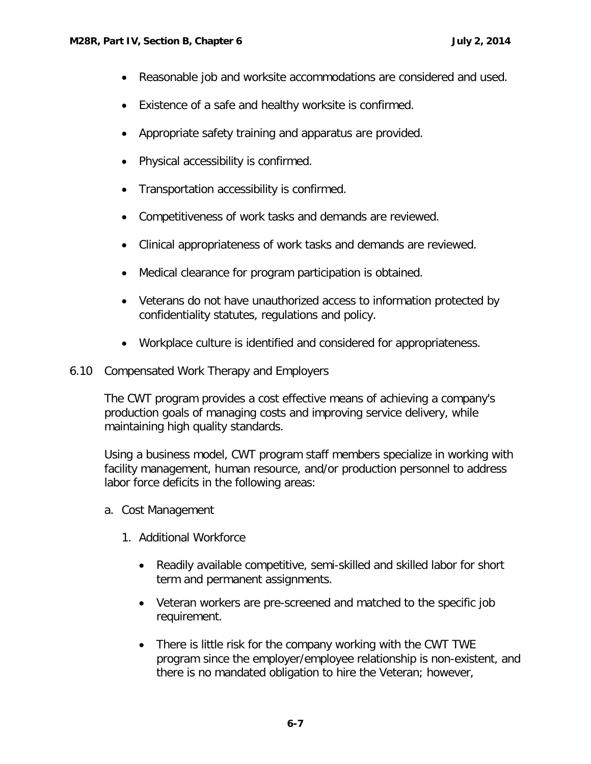- Reasonable job and worksite accommodations are considered and used.
- Existence of a safe and healthy worksite is confirmed.
- Appropriate safety training and apparatus are provided.
- Physical accessibility is confirmed.
- Transportation accessibility is confirmed.
- Competitiveness of work tasks and demands are reviewed.
- Clinical appropriateness of work tasks and demands are reviewed.
- Medical clearance for program participation is obtained.
- Veterans do not have unauthorized access to information protected by confidentiality statutes, regulations and policy.
- Workplace culture is identified and considered for appropriateness.

## 6.10 Compensated Work Therapy and Employers

The CWT program provides a cost effective means of achieving a company's production goals of managing costs and improving service delivery, while maintaining high quality standards.

Using a business model, CWT program staff members specialize in working with facility management, human resource, and/or production personnel to address labor force deficits in the following areas:

a. Cost Management

1. Additional Workforce

   - Readily available competitive, semi-skilled and skilled labor for short term and permanent assignments.
   - Veteran workers are pre-screened and matched to the specific job requirement.
   - There is little risk for the company working with the CWT TWE program since the employer/employee relationship is non-existent, and there is no mandated obligation to hire the Veteran; however,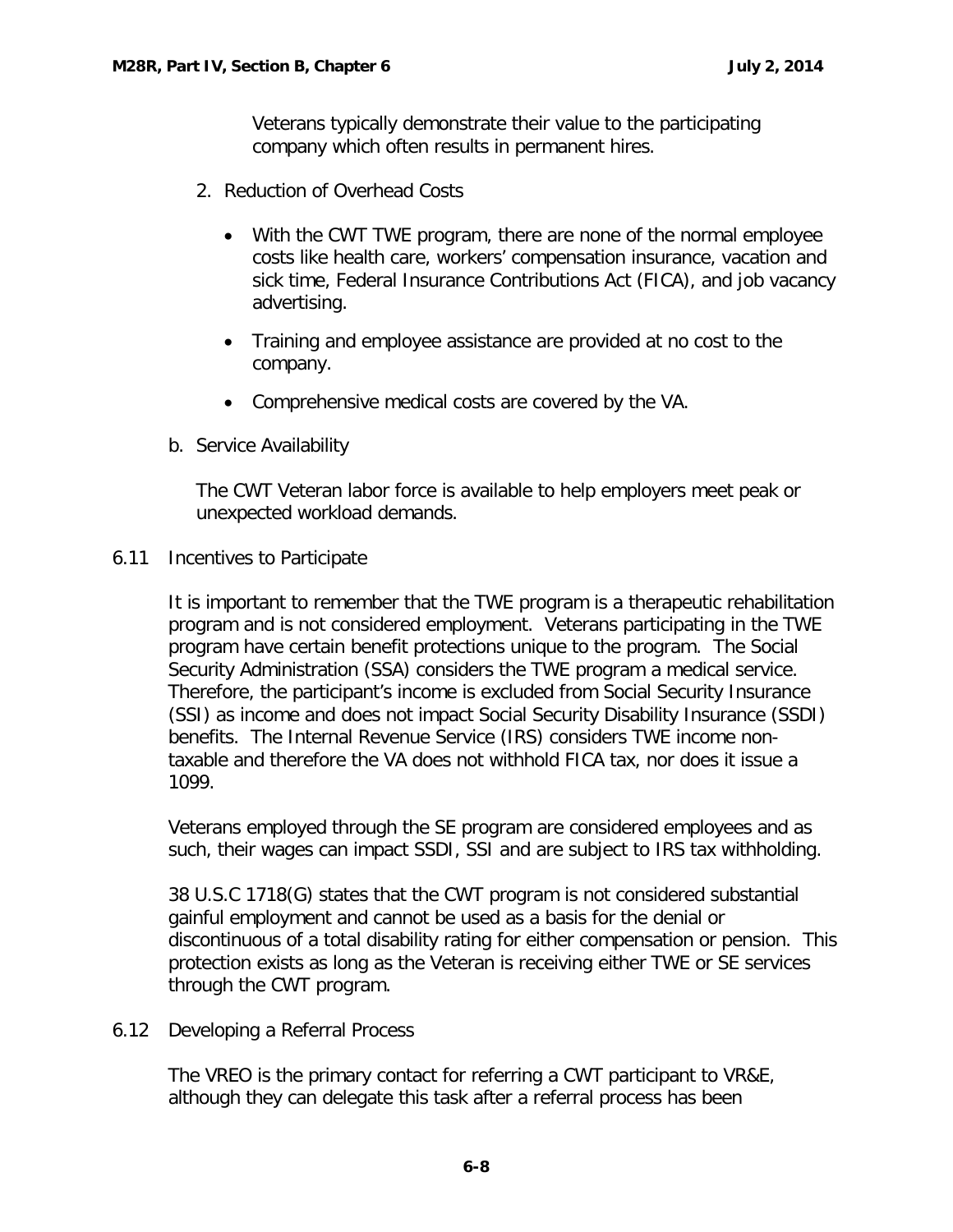Veterans typically demonstrate their value to the participating company which often results in permanent hires.

2. Reduction of Overhead Costs

   - With the CWT TWE program, there are none of the normal employee costs like health care, workers' compensation insurance, vacation and sick time, Federal Insurance Contributions Act (FICA), and job vacancy advertising.
   - Training and employee assistance are provided at no cost to the company.
   - Comprehensive medical costs are covered by the VA.

b. Service Availability

The CWT Veteran labor force is available to help employers meet peak or unexpected workload demands.

## 6.11 Incentives to Participate

It is important to remember that the TWE program is a therapeutic rehabilitation program and is not considered employment. Veterans participating in the TWE program have certain benefit protections unique to the program. The Social Security Administration (SSA) considers the TWE program a medical service. Therefore, the participant's income is excluded from Social Security Insurance (SSI) as income and does not impact Social Security Disability Insurance (SSDI) benefits. The Internal Revenue Service (IRS) considers TWE income non-taxable and therefore the VA does not withhold FICA tax, nor does it issue a 1099.

Veterans employed through the SE program are considered employees and as such, their wages can impact SSDI, SSI and are subject to IRS tax withholding.

38 U.S.C 1718(G) states that the CWT program is not considered substantial gainful employment and cannot be used as a basis for the denial or discontinuous of a total disability rating for either compensation or pension. This protection exists as long as the Veteran is receiving either TWE or SE services through the CWT program.

## 6.12 Developing a Referral Process

The VREO is the primary contact for referring a CWT participant to VR&E, although they can delegate this task after a referral process has been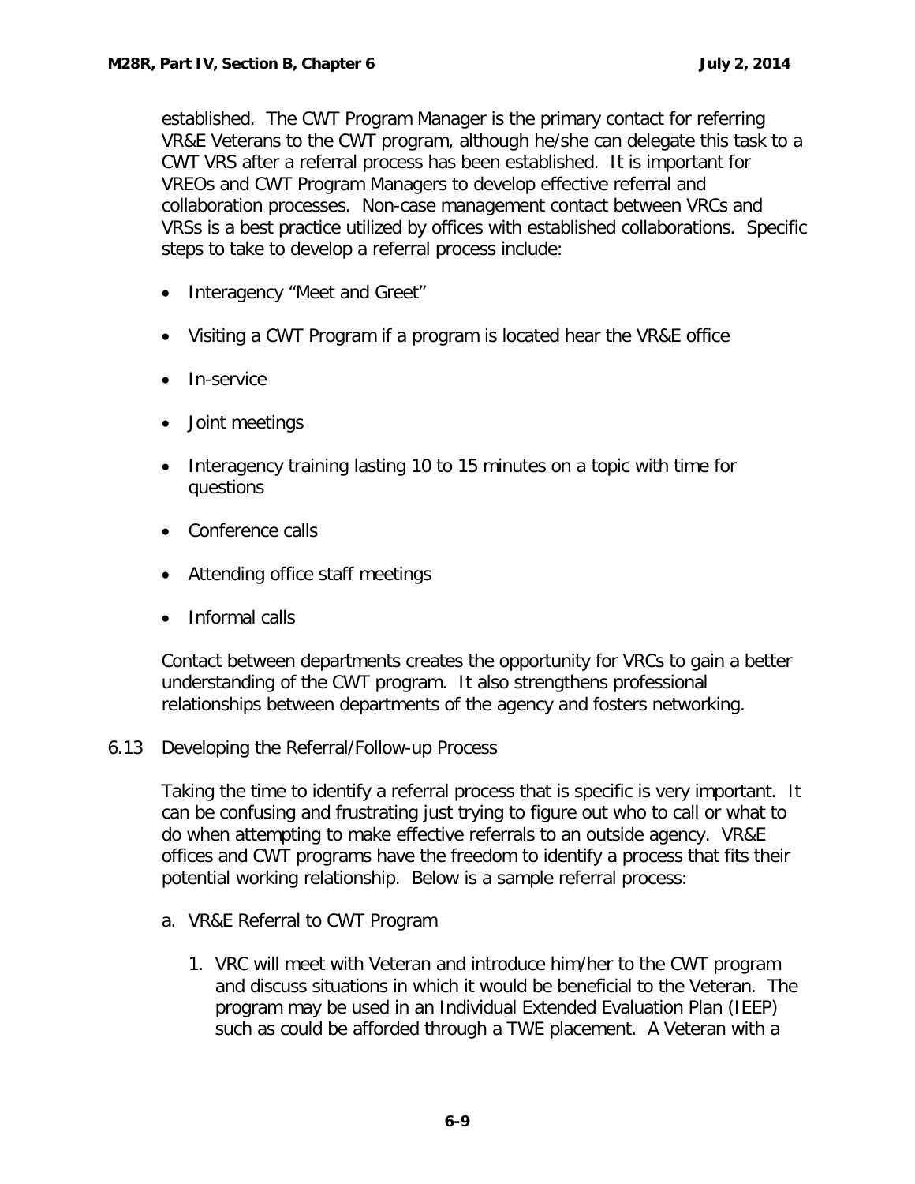established. The CWT Program Manager is the primary contact for referring VR&E Veterans to the CWT program, although he/she can delegate this task to a CWT VRS after a referral process has been established. It is important for VREOs and CWT Program Managers to develop effective referral and collaboration processes. Non-case management contact between VRCs and VRSs is a best practice utilized by offices with established collaborations. Specific steps to take to develop a referral process include:

- Interagency "Meet and Greet"
- Visiting a CWT Program if a program is located hear the VR&E office
- In-service
- Joint meetings
- Interagency training lasting 10 to 15 minutes on a topic with time for questions
- Conference calls
- Attending office staff meetings
- Informal calls

Contact between departments creates the opportunity for VRCs to gain a better understanding of the CWT program. It also strengthens professional relationships between departments of the agency and fosters networking.

## 6.13 Developing the Referral/Follow-up Process

Taking the time to identify a referral process that is specific is very important. It can be confusing and frustrating just trying to figure out who to call or what to do when attempting to make effective referrals to an outside agency. VR&E offices and CWT programs have the freedom to identify a process that fits their potential working relationship. Below is a sample referral process:

a. VR&E Referral to CWT Program

1. VRC will meet with Veteran and introduce him/her to the CWT program and discuss situations in which it would be beneficial to the Veteran. The program may be used in an Individual Extended Evaluation Plan (IEEP) such as could be afforded through a TWE placement. A Veteran with a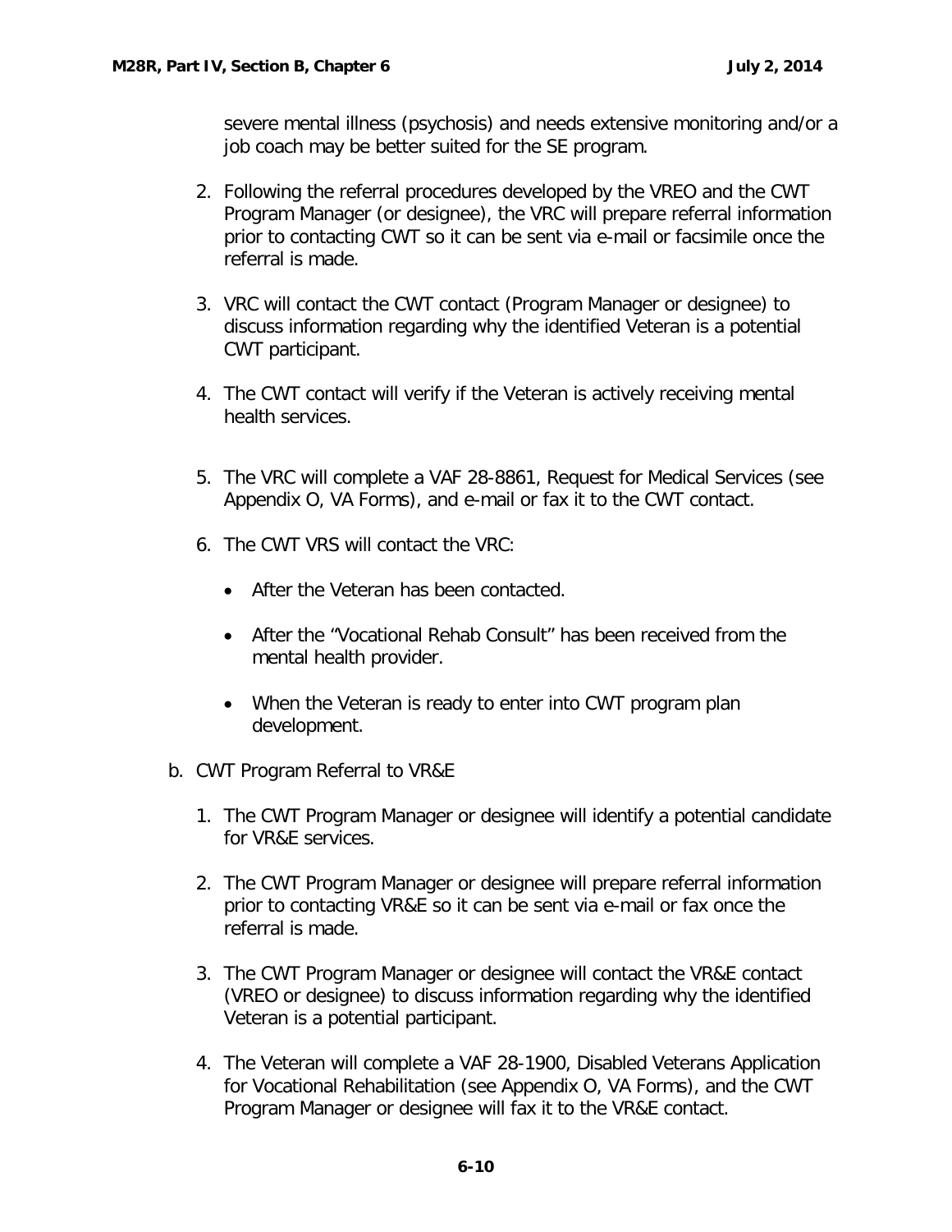severe mental illness (psychosis) and needs extensive monitoring and/or a job coach may be better suited for the SE program.

2. Following the referral procedures developed by the VREO and the CWT Program Manager (or designee), the VRC will prepare referral information prior to contacting CWT so it can be sent via e-mail or facsimile once the referral is made.

3. VRC will contact the CWT contact (Program Manager or designee) to discuss information regarding why the identified Veteran is a potential CWT participant.

4. The CWT contact will verify if the Veteran is actively receiving mental health services.

5. The VRC will complete a VAF 28-8861, Request for Medical Services (see Appendix O, VA Forms), and e-mail or fax it to the CWT contact.

6. The CWT VRS will contact the VRC:

   - After the Veteran has been contacted.

   - After the “Vocational Rehab Consult” has been received from the mental health provider.

   - When the Veteran is ready to enter into CWT program plan development.

b. CWT Program Referral to VR&E

   1. The CWT Program Manager or designee will identify a potential candidate for VR&E services.

   2. The CWT Program Manager or designee will prepare referral information prior to contacting VR&E so it can be sent via e-mail or fax once the referral is made.

   3. The CWT Program Manager or designee will contact the VR&E contact (VREO or designee) to discuss information regarding why the identified Veteran is a potential participant.

   4. The Veteran will complete a VAF 28-1900, Disabled Veterans Application for Vocational Rehabilitation (see Appendix O, VA Forms), and the CWT Program Manager or designee will fax it to the VR&E contact.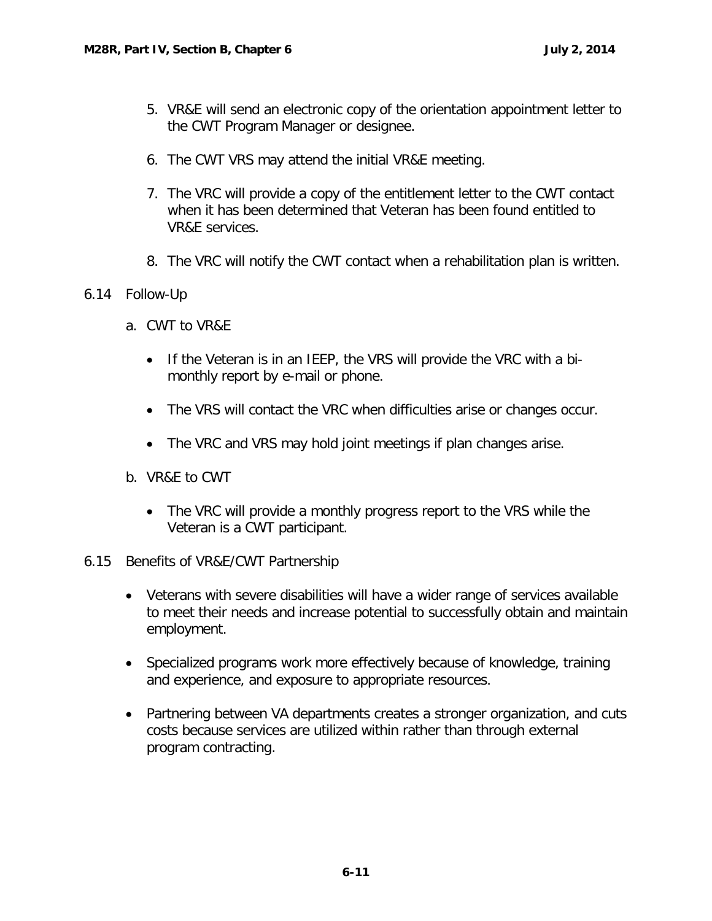5. VR&E will send an electronic copy of the orientation appointment letter to the CWT Program Manager or designee.

6. The CWT VRS may attend the initial VR&E meeting.

7. The VRC will provide a copy of the entitlement letter to the CWT contact when it has been determined that Veteran has been found entitled to VR&E services.

8. The VRC will notify the CWT contact when a rehabilitation plan is written.

## 6.14 Follow-Up

a. CWT to VR&E

- If the Veteran is in an IEEP, the VRS will provide the VRC with a bi-monthly report by e-mail or phone.

- The VRS will contact the VRC when difficulties arise or changes occur.

- The VRC and VRS may hold joint meetings if plan changes arise.

b. VR&E to CWT

- The VRC will provide a monthly progress report to the VRS while the Veteran is a CWT participant.

## 6.15 Benefits of VR&E/CWT Partnership

- Veterans with severe disabilities will have a wider range of services available to meet their needs and increase potential to successfully obtain and maintain employment.

- Specialized programs work more effectively because of knowledge, training and experience, and exposure to appropriate resources.

- Partnering between VA departments creates a stronger organization, and cuts costs because services are utilized within rather than through external program contracting.